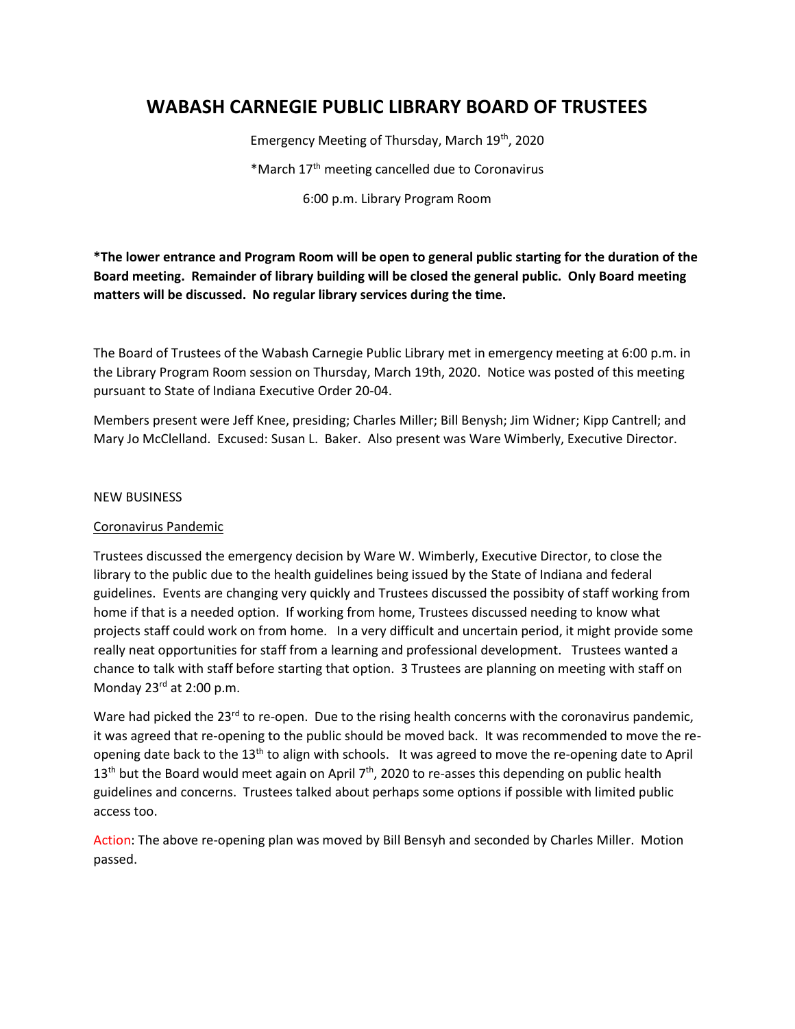# WABASH CARNEGIE PUBLIC LIBRARY BOARD OF TRUSTEES

Emergency Meeting of Thursday, March 19th, 2020

*March 17th meeting cancelled due to Coronavirus

6:00 p.m. Library Program Room

**\*The lower entrance and Program Room will be open to general public starting for the duration of the Board meeting. Remainder of library building will be closed the general public. Only Board meeting matters will be discussed. No regular library services during the time.**

The Board of Trustees of the Wabash Carnegie Public Library met in emergency meeting at 6:00 p.m. in the Library Program Room session on Thursday, March 19th, 2020. Notice was posted of this meeting pursuant to State of Indiana Executive Order 20-04.

Members present were Jeff Knee, presiding; Charles Miller; Bill Benysh; Jim Widner; Kipp Cantrell; and Mary Jo McClelland. Excused: Susan L. Baker. Also present was Ware Wimberly, Executive Director.

NEW BUSINESS

Coronavirus Pandemic

Trustees discussed the emergency decision by Ware W. Wimberly, Executive Director, to close the library to the public due to the health guidelines being issued by the State of Indiana and federal guidelines. Events are changing very quickly and Trustees discussed the possibity of staff working from home if that is a needed option. If working from home, Trustees discussed needing to know what projects staff could work on from home. In a very difficult and uncertain period, it might provide some really neat opportunities for staff from a learning and professional development. Trustees wanted a chance to talk with staff before starting that option. 3 Trustees are planning on meeting with staff on Monday 23rd at 2:00 p.m.

Ware had picked the 23rd to re-open. Due to the rising health concerns with the coronavirus pandemic, it was agreed that re-opening to the public should be moved back. It was recommended to move the re-opening date back to the 13th to align with schools. It was agreed to move the re-opening date to April 13th but the Board would meet again on April 7th, 2020 to re-asses this depending on public health guidelines and concerns. Trustees talked about perhaps some options if possible with limited public access too.

Action: The above re-opening plan was moved by Bill Bensyh and seconded by Charles Miller. Motion passed.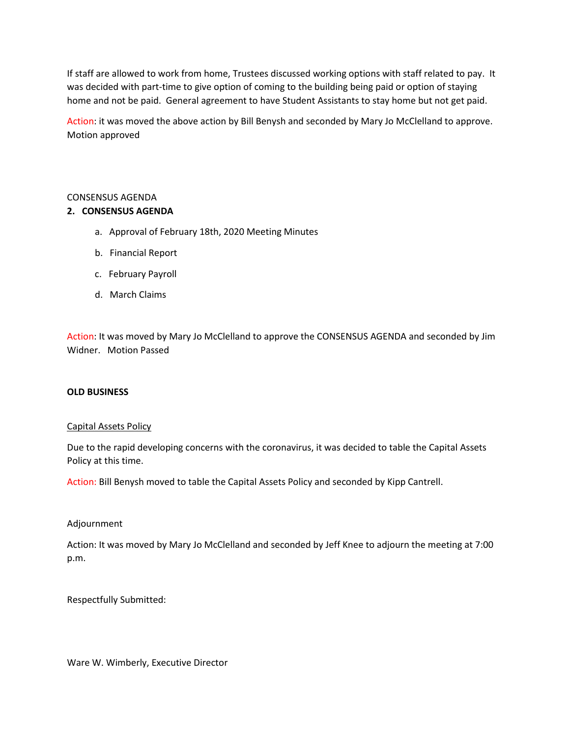If staff are allowed to work from home, Trustees discussed working options with staff related to pay. It was decided with part-time to give option of coming to the building being paid or option of staying home and not be paid. General agreement to have Student Assistants to stay home but not get paid.

Action: it was moved the above action by Bill Benysh and seconded by Mary Jo McClelland to approve. Motion approved

CONSENSUS AGENDA

**2. CONSENSUS AGENDA**

a. Approval of February 18th, 2020 Meeting Minutes

b. Financial Report

c. February Payroll

d. March Claims

Action: It was moved by Mary Jo McClelland to approve the CONSENSUS AGENDA and seconded by Jim Widner. Motion Passed

**OLD BUSINESS**

Capital Assets Policy

Due to the rapid developing concerns with the coronavirus, it was decided to table the Capital Assets Policy at this time.

Action: Bill Benysh moved to table the Capital Assets Policy and seconded by Kipp Cantrell.

Adjournment

Action: It was moved by Mary Jo McClelland and seconded by Jeff Knee to adjourn the meeting at 7:00 p.m.

Respectfully Submitted:

Ware W. Wimberly, Executive Director